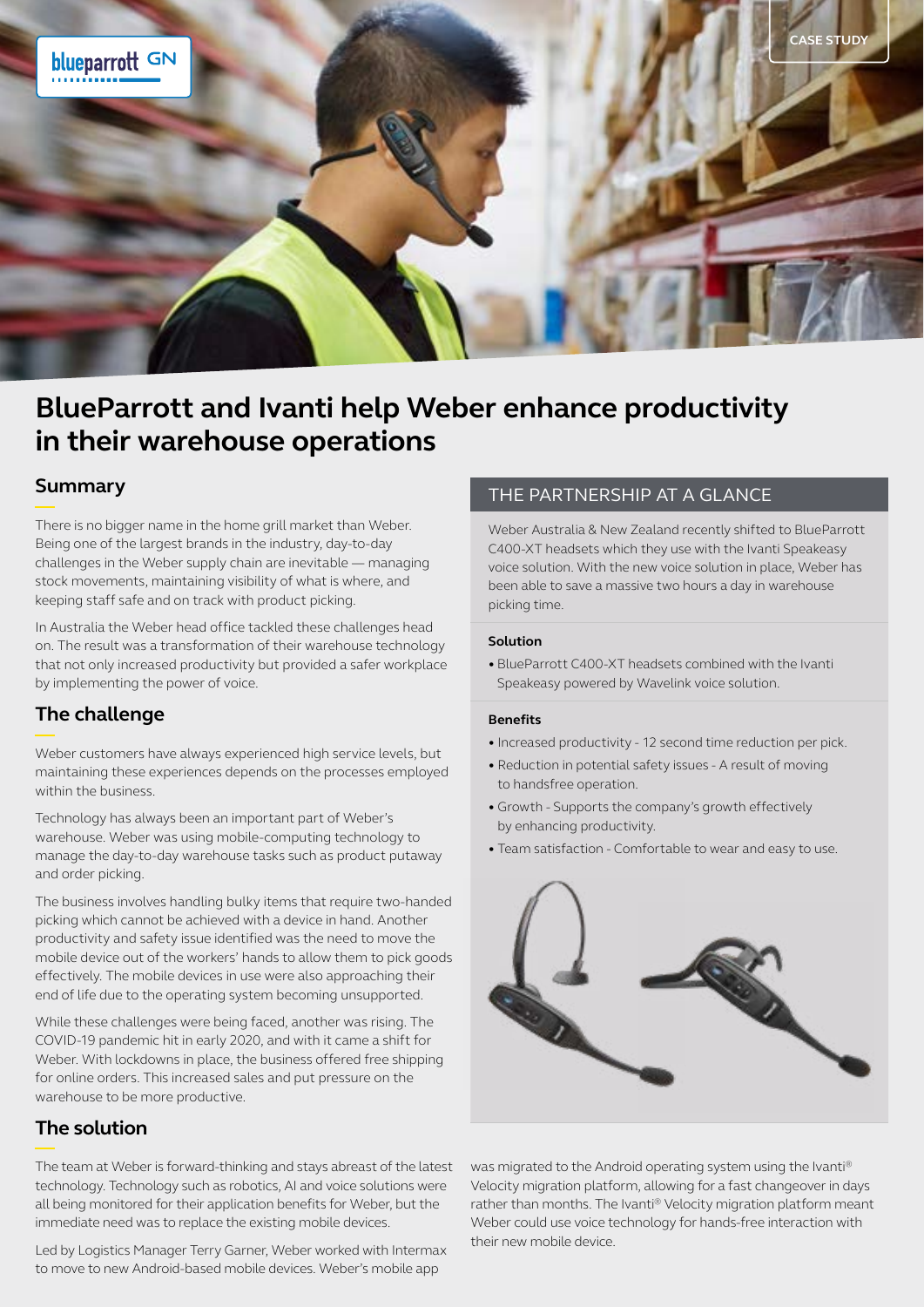CASE STUDY

# BlueParrott and Ivanti help Weber enhance productivity in their warehouse operations

## Summary

There is no bigger name in the home grill market than Weber. Being one of the largest brands in the industry, day-to-day challenges in the Weber supply chain are inevitable — managing stock movements, maintaining visibility of what is where, and keeping staff safe and on track with product picking.

In Australia the Weber head office tackled these challenges head on. The result was a transformation of their warehouse technology that not only increased productivity but provided a safer workplace by implementing the power of voice.

## The challenge

Weber customers have always experienced high service levels, but maintaining these experiences depends on the processes employed within the business.

Technology has always been an important part of Weber's warehouse. Weber was using mobile-computing technology to manage the day-to-day warehouse tasks such as product putaway and order picking.

The business involves handling bulky items that require two-handed picking which cannot be achieved with a device in hand. Another productivity and safety issue identified was the need to move the mobile device out of the workers' hands to allow them to pick goods effectively. The mobile devices in use were also approaching their end of life due to the operating system becoming unsupported.

While these challenges were being faced, another was rising. The COVID-19 pandemic hit in early 2020, and with it came a shift for Weber. With lockdowns in place, the business offered free shipping for online orders. This increased sales and put pressure on the warehouse to be more productive.

## The solution

The team at Weber is forward-thinking and stays abreast of the latest technology. Technology such as robotics, AI and voice solutions were all being monitored for their application benefits for Weber, but the immediate need was to replace the existing mobile devices.

Led by Logistics Manager Terry Garner, Weber worked with Intermax to move to new Android-based mobile devices. Weber's mobile app was migrated to the Android operating system using the Ivanti® Velocity migration platform, allowing for a fast changeover in days rather than months. The Ivanti® Velocity migration platform meant Weber could use voice technology for hands-free interaction with their new mobile device.

## THE PARTNERSHIP AT A GLANCE

Weber Australia & New Zealand recently shifted to BlueParrott C400-XT headsets which they use with the Ivanti Speakeasy voice solution. With the new voice solution in place, Weber has been able to save a massive two hours a day in warehouse picking time.

### Solution

- BlueParrott C400-XT headsets combined with the Ivanti Speakeasy powered by Wavelink voice solution.

### Benefits

- Increased productivity - 12 second time reduction per pick.
- Reduction in potential safety issues - A result of moving to handsfree operation.
- Growth - Supports the company's growth effectively by enhancing productivity.
- Team satisfaction - Comfortable to wear and easy to use.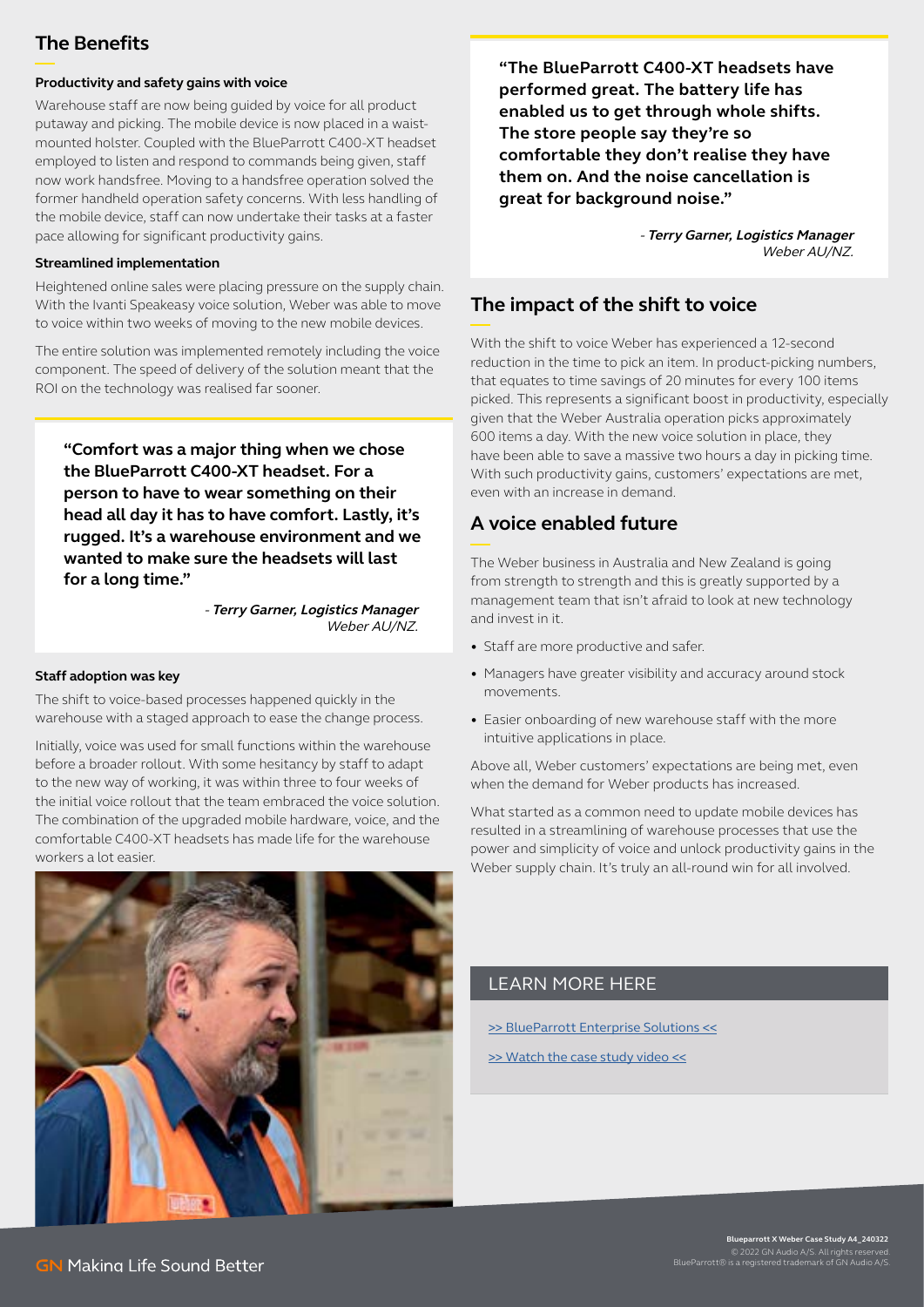## The Benefits

### Productivity and safety gains with voice

Warehouse staff are now being guided by voice for all product putaway and picking. The mobile device is now placed in a waist-mounted holster. Coupled with the BlueParrott C400-XT headset employed to listen and respond to commands being given, staff now work handsfree. Moving to a handsfree operation solved the former handheld operation safety concerns. With less handling of the mobile device, staff can now undertake their tasks at a faster pace allowing for significant productivity gains.

### Streamlined implementation

Heightened online sales were placing pressure on the supply chain. With the Ivanti Speakeasy voice solution, Weber was able to move to voice within two weeks of moving to the new mobile devices.

The entire solution was implemented remotely including the voice component. The speed of delivery of the solution meant that the ROI on the technology was realised far sooner.

> **"Comfort was a major thing when we chose the BlueParrott C400-XT headset. For a person to have to wear something on their head all day it has to have comfort. Lastly, it's rugged. It's a warehouse environment and we wanted to make sure the headsets will last for a long time."**
>
> *- **Terry Garner, Logistics Manager** Weber AU/NZ.*

### Staff adoption was key

The shift to voice-based processes happened quickly in the warehouse with a staged approach to ease the change process.

Initially, voice was used for small functions within the warehouse before a broader rollout. With some hesitancy by staff to adapt to the new way of working, it was within three to four weeks of the initial voice rollout that the team embraced the voice solution. The combination of the upgraded mobile hardware, voice, and the comfortable C400-XT headsets has made life for the warehouse workers a lot easier.

> **"The BlueParrott C400-XT headsets have performed great. The battery life has enabled us to get through whole shifts. The store people say they're so comfortable they don't realise they have them on. And the noise cancellation is great for background noise."**
>
> *- **Terry Garner, Logistics Manager** Weber AU/NZ.*

## The impact of the shift to voice

With the shift to voice Weber has experienced a 12-second reduction in the time to pick an item. In product-picking numbers, that equates to time savings of 20 minutes for every 100 items picked. This represents a significant boost in productivity, especially given that the Weber Australia operation picks approximately 600 items a day. With the new voice solution in place, they have been able to save a massive two hours a day in picking time. With such productivity gains, customers' expectations are met, even with an increase in demand.

## A voice enabled future

The Weber business in Australia and New Zealand is going from strength to strength and this is greatly supported by a management team that isn't afraid to look at new technology and invest in it.

- Staff are more productive and safer.
- Managers have greater visibility and accuracy around stock movements.
- Easier onboarding of new warehouse staff with the more intuitive applications in place.

Above all, Weber customers' expectations are being met, even when the demand for Weber products has increased.

What started as a common need to update mobile devices has resulted in a streamlining of warehouse processes that use the power and simplicity of voice and unlock productivity gains in the Weber supply chain. It's truly an all-round win for all involved.

## LEARN MORE HERE

>> BlueParrott Enterprise Solutions <<

>> Watch the case study video <<

GN Making Life Sound Better

**Blueparrott X Weber Case Study A4_240322**
© 2022 GN Audio A/S. All rights reserved.
BlueParrott® is a registered trademark of GN Audio A/S.